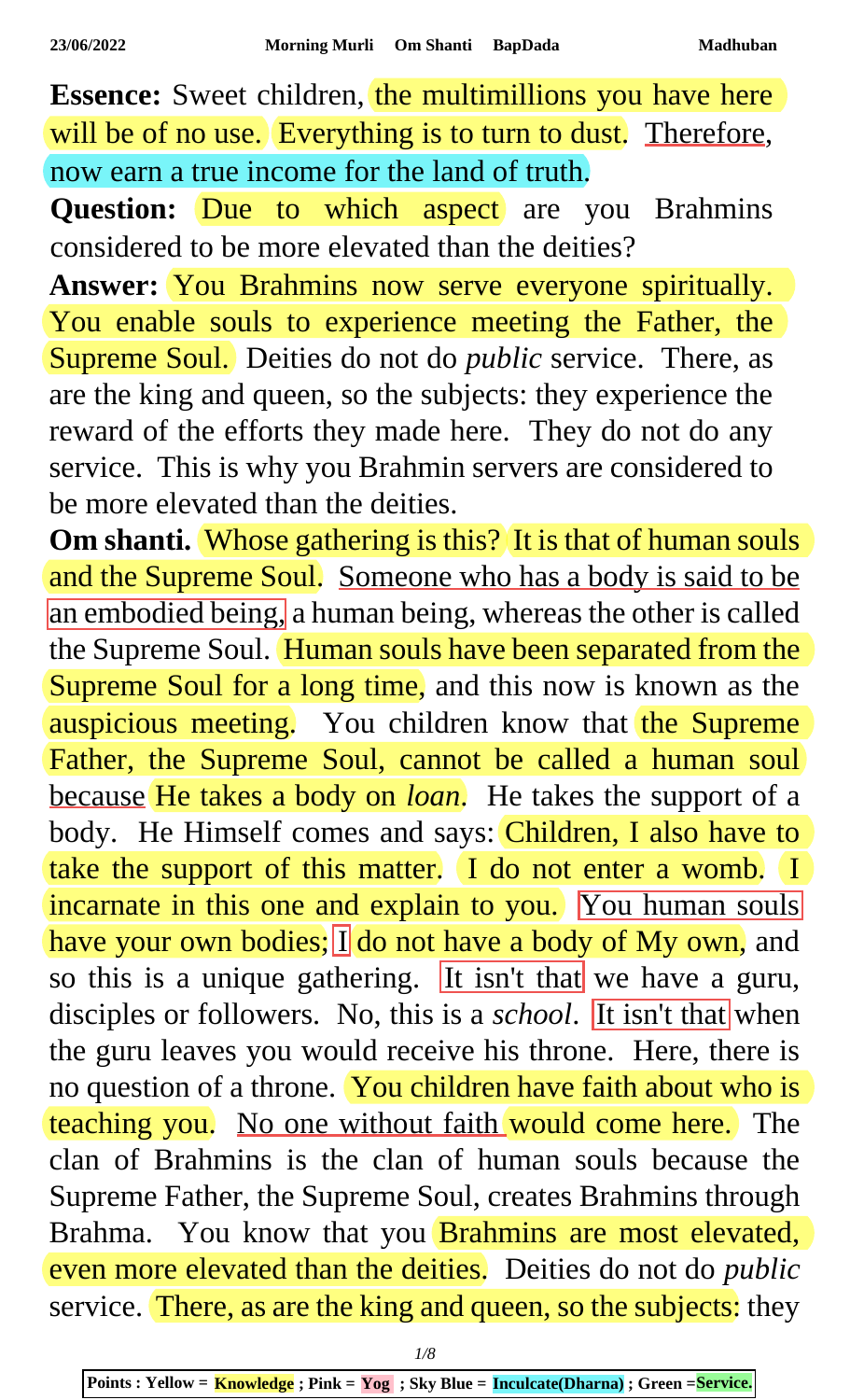**Essence:** Sweet children, the multimillions you have here will be of no use. Everything is to turn to dust. Therefore, now earn a true income for the land of truth.

**Question:** Due to which aspect are you Brahmins considered to be more elevated than the deities?

**Answer:** You Brahmins now serve everyone spiritually. You enable souls to experience meeting the Father, the Supreme Soul. Deities do not do *public* service. There, as are the king and queen, so the subjects: they experience the reward of the efforts they made here. They do not do any service. This is why you Brahmin servers are considered to be more elevated than the deities.

**Om shanti.** Whose gathering is this? It is that of human souls and the Supreme Soul. Someone who has a body is said to be an embodied being, a human being, whereas the other is called the Supreme Soul. Human souls have been separated from the Supreme Soul for a long time, and this now is known as the auspicious meeting. You children know that the Supreme Father, the Supreme Soul, cannot be called a human soul because He takes a body on *loan*. He takes the support of a body. He Himself comes and says: Children, I also have to take the support of this matter. I do not enter a womb. I incarnate in this one and explain to you. You human souls have your own bodies; I do not have a body of My own, and so this is a unique gathering. It isn't that we have a guru, disciples or followers. No, this is a *school*. It isn't that when the guru leaves you would receive his throne. Here, there is no question of a throne. You children have faith about who is teaching you. No one without faith would come here. The clan of Brahmins is the clan of human souls because the Supreme Father, the Supreme Soul, creates Brahmins through Brahma. You know that you Brahmins are most elevated, even more elevated than the deities. Deities do not do *public* service. There, as are the king and queen, so the subjects: they

Points : Yellow = Knowledge ; Pink = Yog ; Sky Blue = Inculcate(Dharna) ; Green = Service.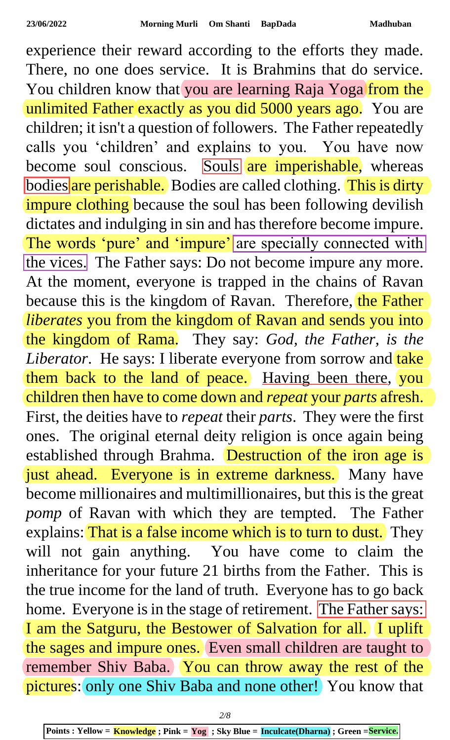experience their reward according to the efforts they made. There, no one does service. It is Brahmins that do service. You children know that you are learning Raja Yoga from the unlimited Father exactly as you did 5000 years ago. You are children; it isn't a question of followers. The Father repeatedly calls you 'children' and explains to you. You have now become soul conscious. Souls are imperishable, whereas bodies are perishable. Bodies are called clothing. This is dirty impure clothing because the soul has been following devilish dictates and indulging in sin and has therefore become impure. The words 'pure' and 'impure' are specially connected with the vices. The Father says: Do not become impure any more. At the moment, everyone is trapped in the chains of Ravan because this is the kingdom of Ravan. Therefore, the Father *liberates* you from the kingdom of Ravan and sends you into the kingdom of Rama. They say: *God, the Father, is the Liberator*. He says: I liberate everyone from sorrow and take them back to the land of peace. Having been there, you children then have to come down and *repeat* your *parts* afresh. First, the deities have to *repeat* their *parts*. They were the first ones. The original eternal deity religion is once again being established through Brahma. Destruction of the iron age is just ahead. Everyone is in extreme darkness. Many have become millionaires and multimillionaires, but this is the great *pomp* of Ravan with which they are tempted. The Father explains: That is a false income which is to turn to dust. They will not gain anything. You have come to claim the inheritance for your future 21 births from the Father. This is the true income for the land of truth. Everyone has to go back home. Everyone is in the stage of retirement. The Father says: I am the Satguru, the Bestower of Salvation for all. I uplift the sages and impure ones. Even small children are taught to remember Shiv Baba. You can throw away the rest of the pictures: only one Shiv Baba and none other! You know that

**Points : Yellow = Knowledge ; Pink = Yog ; Sky Blue = Inculcate(Dharna) ; Green =Service.**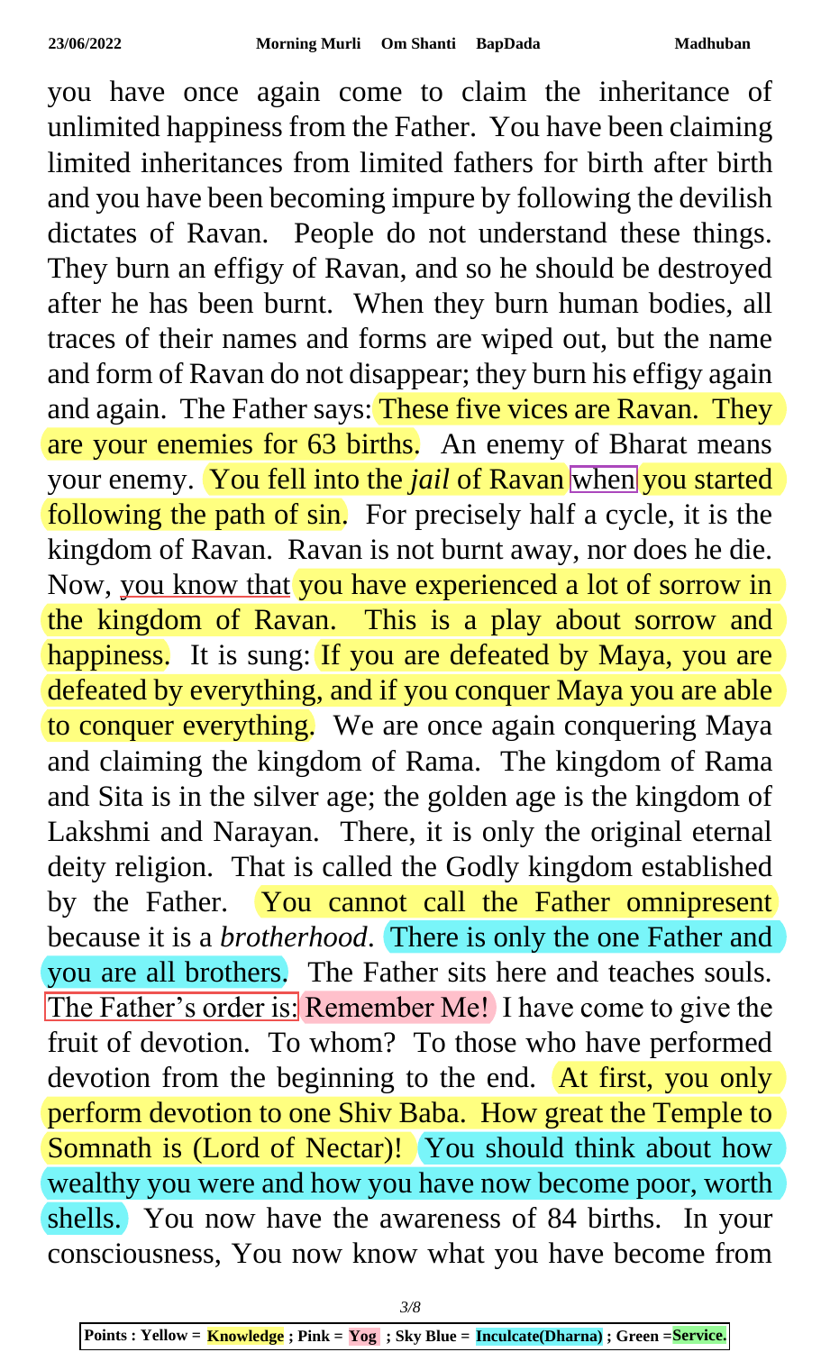you have once again come to claim the inheritance of unlimited happiness from the Father. You have been claiming limited inheritances from limited fathers for birth after birth and you have been becoming impure by following the devilish dictates of Ravan. People do not understand these things. They burn an effigy of Ravan, and so he should be destroyed after he has been burnt. When they burn human bodies, all traces of their names and forms are wiped out, but the name and form of Ravan do not disappear; they burn his effigy again and again. The Father says: These five vices are Ravan. They are your enemies for 63 births. An enemy of Bharat means your enemy. You fell into the *jail* of Ravan when you started following the path of sin. For precisely half a cycle, it is the kingdom of Ravan. Ravan is not burnt away, nor does he die. Now, you know that you have experienced a lot of sorrow in the kingdom of Ravan. This is a play about sorrow and happiness. It is sung: If you are defeated by Maya, you are defeated by everything, and if you conquer Maya you are able to conquer everything. We are once again conquering Maya and claiming the kingdom of Rama. The kingdom of Rama and Sita is in the silver age; the golden age is the kingdom of Lakshmi and Narayan. There, it is only the original eternal deity religion. That is called the Godly kingdom established by the Father. You cannot call the Father omnipresent because it is a *brotherhood*. There is only the one Father and you are all brothers. The Father sits here and teaches souls. The Father's order is: Remember Me! I have come to give the fruit of devotion. To whom? To those who have performed devotion from the beginning to the end. At first, you only perform devotion to one Shiv Baba. How great the Temple to Somnath is (Lord of Nectar)! You should think about how wealthy you were and how you have now become poor, worth shells. You now have the awareness of 84 births. In your consciousness, You now know what you have become from

**Points : Yellow = Knowledge ; Pink = Yog ; Sky Blue = Inculcate(Dharna) ; Green =Service.**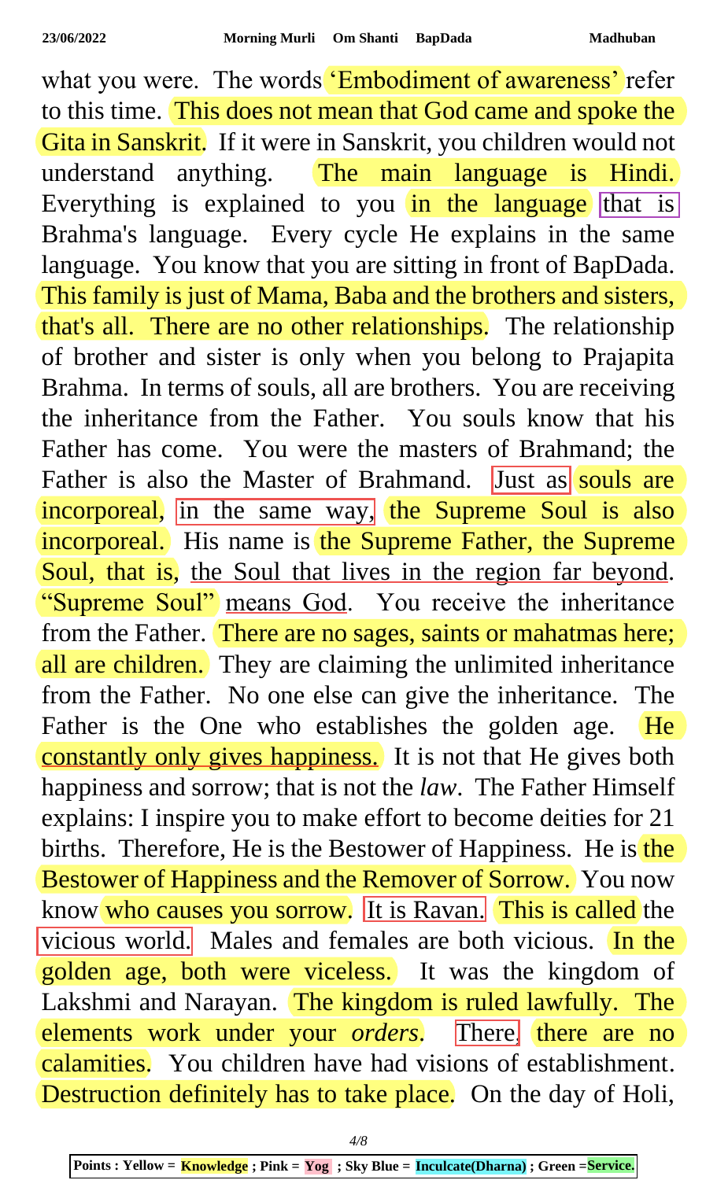what you were. The words 'Embodiment of awareness' refer to this time. This does not mean that God came and spoke the Gita in Sanskrit. If it were in Sanskrit, you children would not understand anything. The main language is Hindi. Everything is explained to you in the language that is Brahma's language. Every cycle He explains in the same language. You know that you are sitting in front of BapDada. This family is just of Mama, Baba and the brothers and sisters, that's all. There are no other relationships. The relationship of brother and sister is only when you belong to Prajapita Brahma. In terms of souls, all are brothers. You are receiving the inheritance from the Father. You souls know that his Father has come. You were the masters of Brahmand; the Father is also the Master of Brahmand. Just as souls are incorporeal, in the same way, the Supreme Soul is also incorporeal. His name is the Supreme Father, the Supreme Soul, that is, the Soul that lives in the region far beyond. "Supreme Soul" means God. You receive the inheritance from the Father. There are no sages, saints or mahatmas here; all are children. They are claiming the unlimited inheritance from the Father. No one else can give the inheritance. The Father is the One who establishes the golden age. He constantly only gives happiness. It is not that He gives both happiness and sorrow; that is not the *law*. The Father Himself explains: I inspire you to make effort to become deities for 21 births. Therefore, He is the Bestower of Happiness. He is the Bestower of Happiness and the Remover of Sorrow. You now know who causes you sorrow. It is Ravan. This is called the vicious world. Males and females are both vicious. In the golden age, both were viceless. It was the kingdom of Lakshmi and Narayan. The kingdom is ruled lawfully. The elements work under your *orders*. There, there are no calamities. You children have had visions of establishment. Destruction definitely has to take place. On the day of Holi,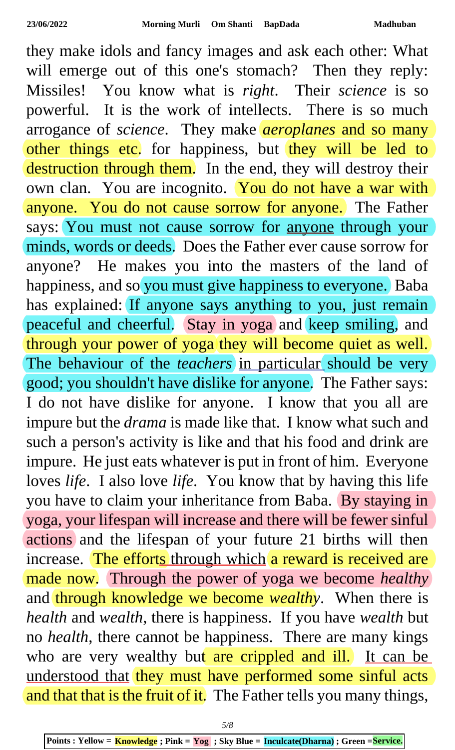they make idols and fancy images and ask each other: What will emerge out of this one's stomach? Then they reply: Missiles! You know what is *right*. Their *science* is so powerful. It is the work of intellects. There is so much arrogance of *science*. They make *aeroplanes* and so many other things etc. for happiness, but they will be led to destruction through them. In the end, they will destroy their own clan. You are incognito. You do not have a war with anyone. You do not cause sorrow for anyone. The Father says: You must not cause sorrow for anyone through your minds, words or deeds. Does the Father ever cause sorrow for anyone? He makes you into the masters of the land of happiness, and so you must give happiness to everyone. Baba has explained: If anyone says anything to you, just remain peaceful and cheerful. Stay in yoga and keep smiling, and through your power of yoga they will become quiet as well. The behaviour of the *teachers* in particular should be very good; you shouldn't have dislike for anyone. The Father says: I do not have dislike for anyone. I know that you all are impure but the *drama* is made like that. I know what such and such a person's activity is like and that his food and drink are impure. He just eats whatever is put in front of him. Everyone loves *life*. I also love *life*. You know that by having this life you have to claim your inheritance from Baba. By staying in yoga, your lifespan will increase and there will be fewer sinful actions and the lifespan of your future 21 births will then increase. The efforts through which a reward is received are made now. Through the power of yoga we become *healthy* and through knowledge we become *wealthy*. When there is *health* and *wealth*, there is happiness. If you have *wealth* but no *health*, there cannot be happiness. There are many kings who are very wealthy but are crippled and ill. It can be understood that they must have performed some sinful acts and that that is the fruit of it. The Father tells you many things,

Points : Yellow = Knowledge ; Pink = Yog ; Sky Blue = Inculcate(Dharna) ; Green =Service.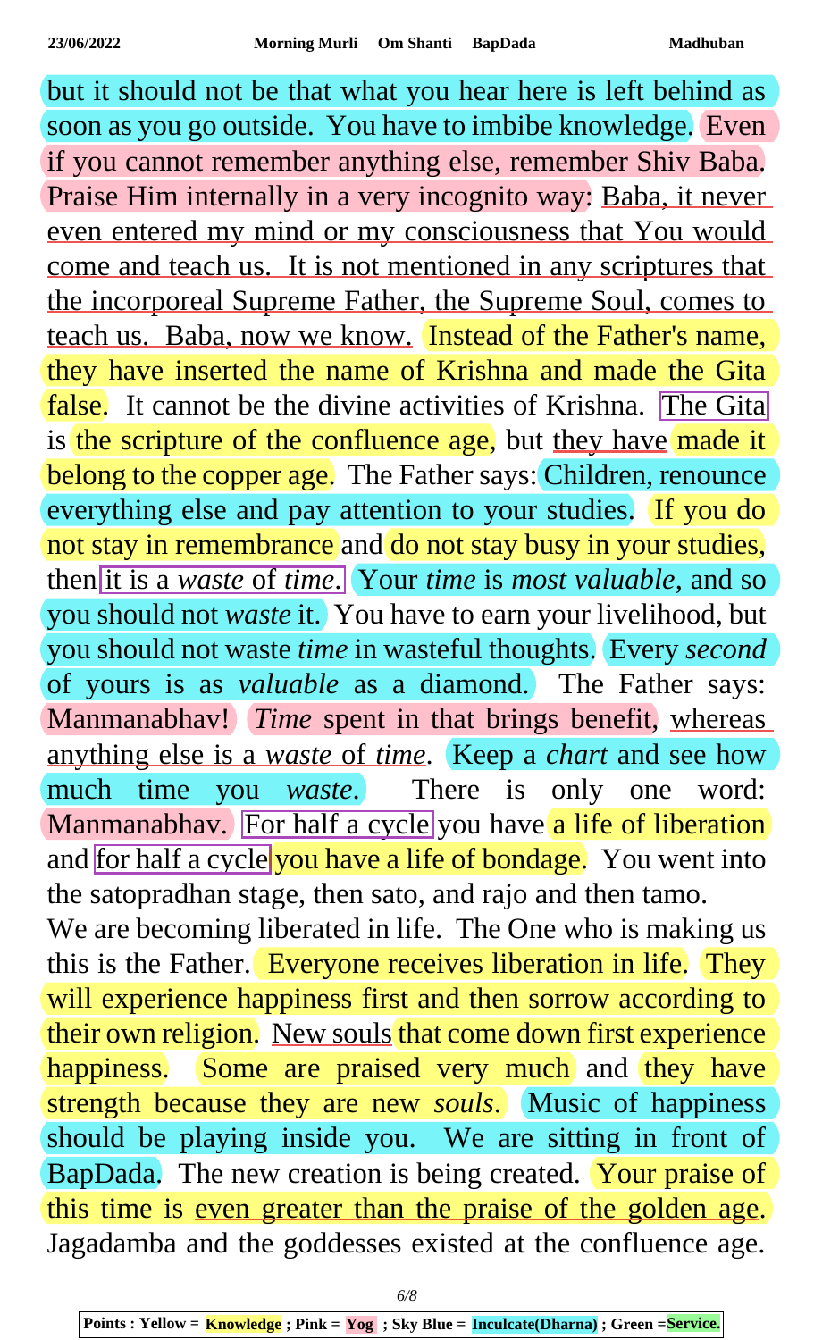but it should not be that what you hear here is left behind as soon as you go outside. You have to imbibe knowledge. Even if you cannot remember anything else, remember Shiv Baba. Praise Him internally in a very incognito way: Baba, it never even entered my mind or my consciousness that You would come and teach us. It is not mentioned in any scriptures that the incorporeal Supreme Father, the Supreme Soul, comes to teach us. Baba, now we know. Instead of the Father's name, they have inserted the name of Krishna and made the Gita false. It cannot be the divine activities of Krishna. The Gita is the scripture of the confluence age, but they have made it belong to the copper age. The Father says: Children, renounce everything else and pay attention to your studies. If you do not stay in remembrance and do not stay busy in your studies, then it is a *waste* of *time*. Your *time* is *most valuable*, and so you should not *waste* it. You have to earn your livelihood, but you should not waste *time* in wasteful thoughts. Every *second* of yours is as *valuable* as a diamond. The Father says: Manmanabhav! *Time* spent in that brings benefit, whereas anything else is a *waste* of *time*. Keep a *chart* and see how much time you *waste*. There is only one word: Manmanabhav. For half a cycle you have a life of liberation and for half a cycle you have a life of bondage. You went into the satopradhan stage, then sato, and rajo and then tamo.

We are becoming liberated in life. The One who is making us this is the Father. Everyone receives liberation in life. They will experience happiness first and then sorrow according to their own religion. New souls that come down first experience happiness. Some are praised very much and they have strength because they are new *souls*. Music of happiness should be playing inside you. We are sitting in front of BapDada. The new creation is being created. Your praise of this time is even greater than the praise of the golden age. Jagadamba and the goddesses existed at the confluence age.

**Points : Yellow = Knowledge ; Pink = Yog ; Sky Blue = Inculcate(Dharna) ; Green = Service.**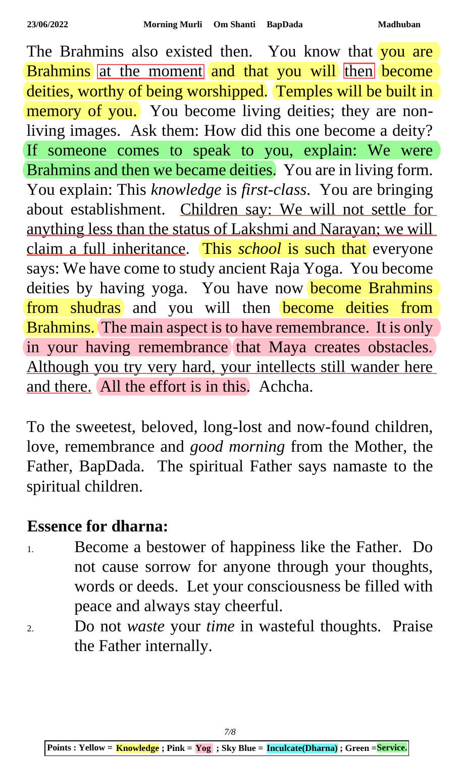The Brahmins also existed then. You know that you are Brahmins at the moment and that you will then become deities, worthy of being worshipped. Temples will be built in memory of you. You become living deities; they are non-living images. Ask them: How did this one become a deity? If someone comes to speak to you, explain: We were Brahmins and then we became deities. You are in living form. You explain: This *knowledge* is *first-class*. You are bringing about establishment. Children say: We will not settle for anything less than the status of Lakshmi and Narayan; we will claim a full inheritance. This *school* is such that everyone says: We have come to study ancient Raja Yoga. You become deities by having yoga. You have now become Brahmins from shudras and you will then become deities from Brahmins. The main aspect is to have remembrance. It is only in your having remembrance that Maya creates obstacles. Although you try very hard, your intellects still wander here and there. All the effort is in this. Achcha.

To the sweetest, beloved, long-lost and now-found children, love, remembrance and *good morning* from the Mother, the Father, BapDada. The spiritual Father says namaste to the spiritual children.

**Essence for dharna:**

1. Become a bestower of happiness like the Father. Do not cause sorrow for anyone through your thoughts, words or deeds. Let your consciousness be filled with peace and always stay cheerful.
2. Do not *waste* your *time* in wasteful thoughts. Praise the Father internally.

**Points : Yellow = Knowledge ; Pink = Yog ; Sky Blue = Inculcate(Dharna) ; Green = Service.**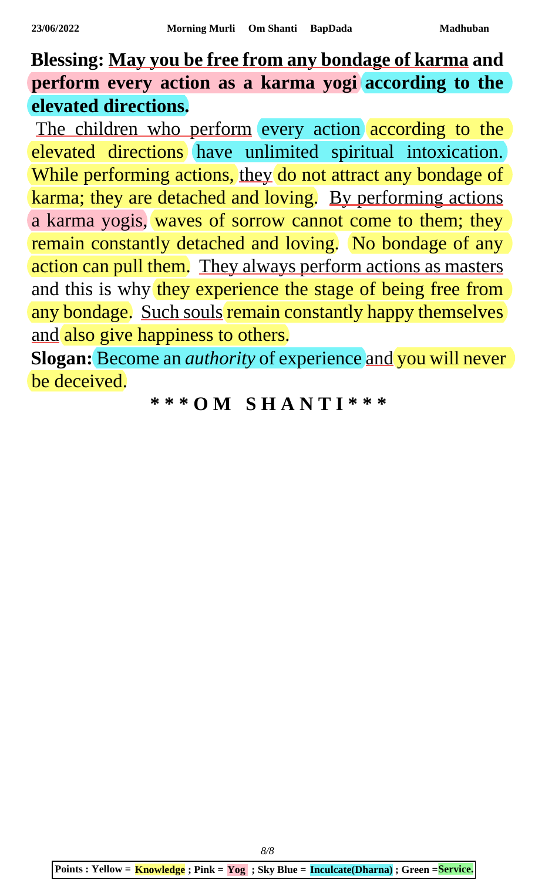**Blessing: May you be free from any bondage of karma and perform every action as a karma yogi according to the elevated directions.**

The children who perform every action according to the elevated directions have unlimited spiritual intoxication. While performing actions, they do not attract any bondage of karma; they are detached and loving. By performing actions a karma yogis, waves of sorrow cannot come to them; they remain constantly detached and loving. No bondage of any action can pull them. They always perform actions as masters and this is why they experience the stage of being free from any bondage. Such souls remain constantly happy themselves and also give happiness to others.

**Slogan:** Become an *authority* of experience and you will never be deceived.

**\* \* \* O M S H A N T I \* \* \***

**Points : Yellow = Knowledge ; Pink = Yog ; Sky Blue = Inculcate(Dharna) ; Green = Service.**